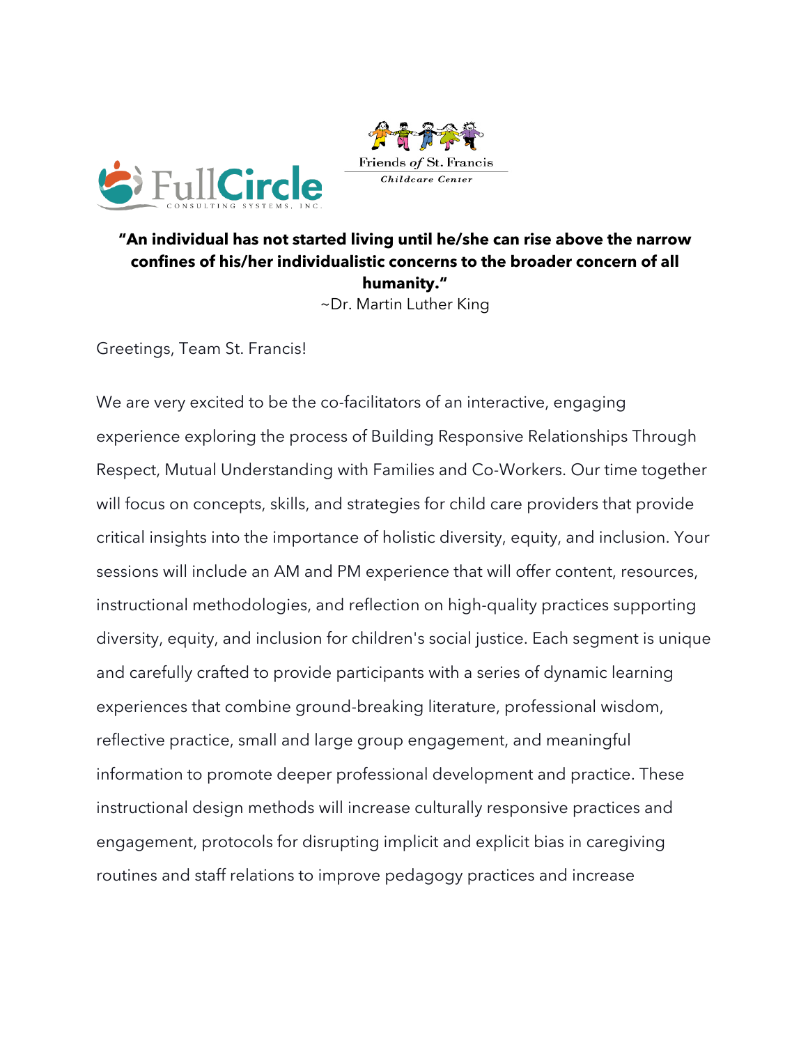FullCircle CONSULTING SYSTEMS, INC.

Friends of St. Francis
*Childcare Center*

**"An individual has not started living until he/she can rise above the narrow confines of his/her individualistic concerns to the broader concern of all humanity."**
~Dr. Martin Luther King

Greetings, Team St. Francis!

We are very excited to be the co-facilitators of an interactive, engaging experience exploring the process of Building Responsive Relationships Through Respect, Mutual Understanding with Families and Co-Workers. Our time together will focus on concepts, skills, and strategies for child care providers that provide critical insights into the importance of holistic diversity, equity, and inclusion. Your sessions will include an AM and PM experience that will offer content, resources, instructional methodologies, and reflection on high-quality practices supporting diversity, equity, and inclusion for children's social justice. Each segment is unique and carefully crafted to provide participants with a series of dynamic learning experiences that combine ground-breaking literature, professional wisdom, reflective practice, small and large group engagement, and meaningful information to promote deeper professional development and practice. These instructional design methods will increase culturally responsive practices and engagement, protocols for disrupting implicit and explicit bias in caregiving routines and staff relations to improve pedagogy practices and increase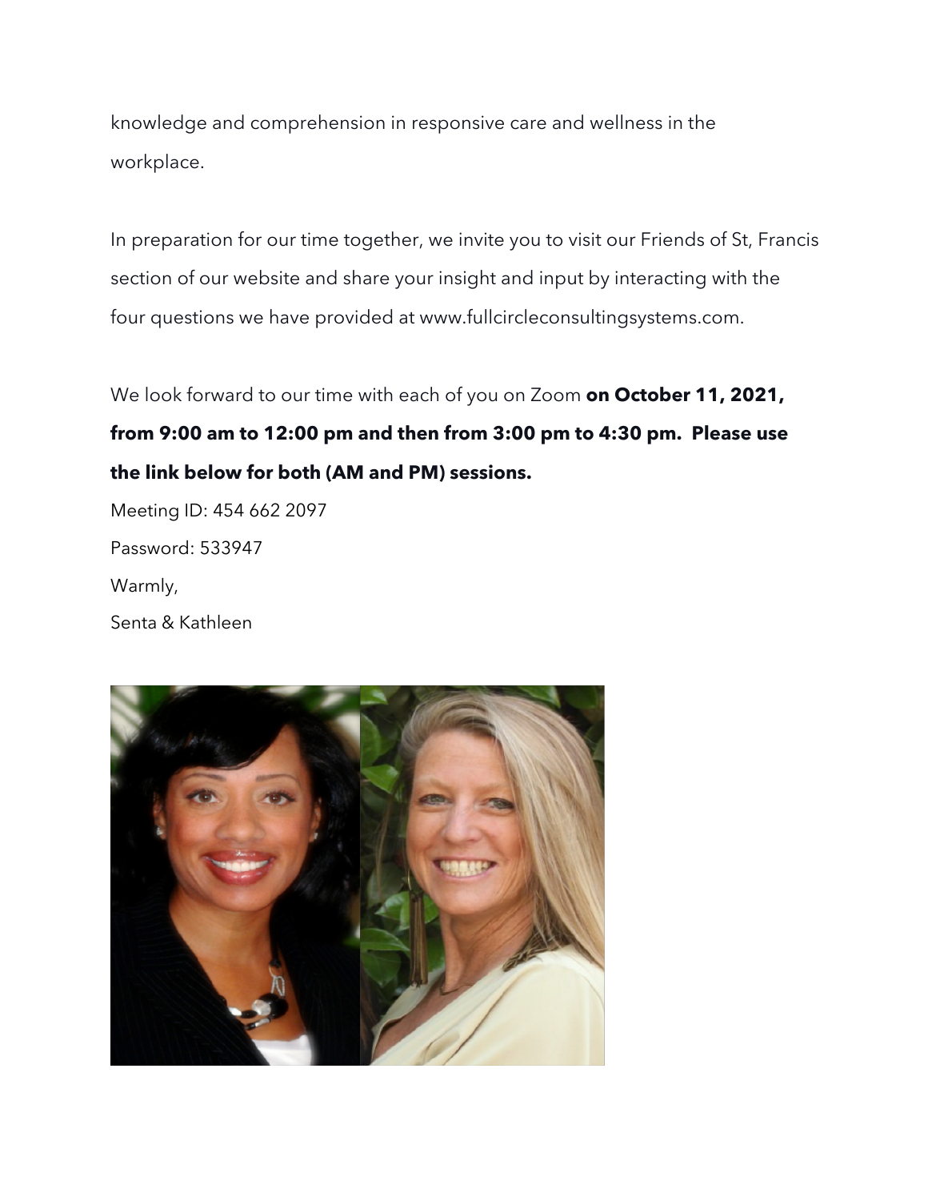knowledge and comprehension in responsive care and wellness in the workplace.

In preparation for our time together, we invite you to visit our Friends of St, Francis section of our website and share your insight and input by interacting with the four questions we have provided at www.fullcircleconsultingsystems.com.

We look forward to our time with each of you on Zoom **on October 11, 2021, from 9:00 am to 12:00 pm and then from 3:00 pm to 4:30 pm. Please use the link below for both (AM and PM) sessions.**

Meeting ID: 454 662 2097

Password: 533947

Warmly,

Senta & Kathleen